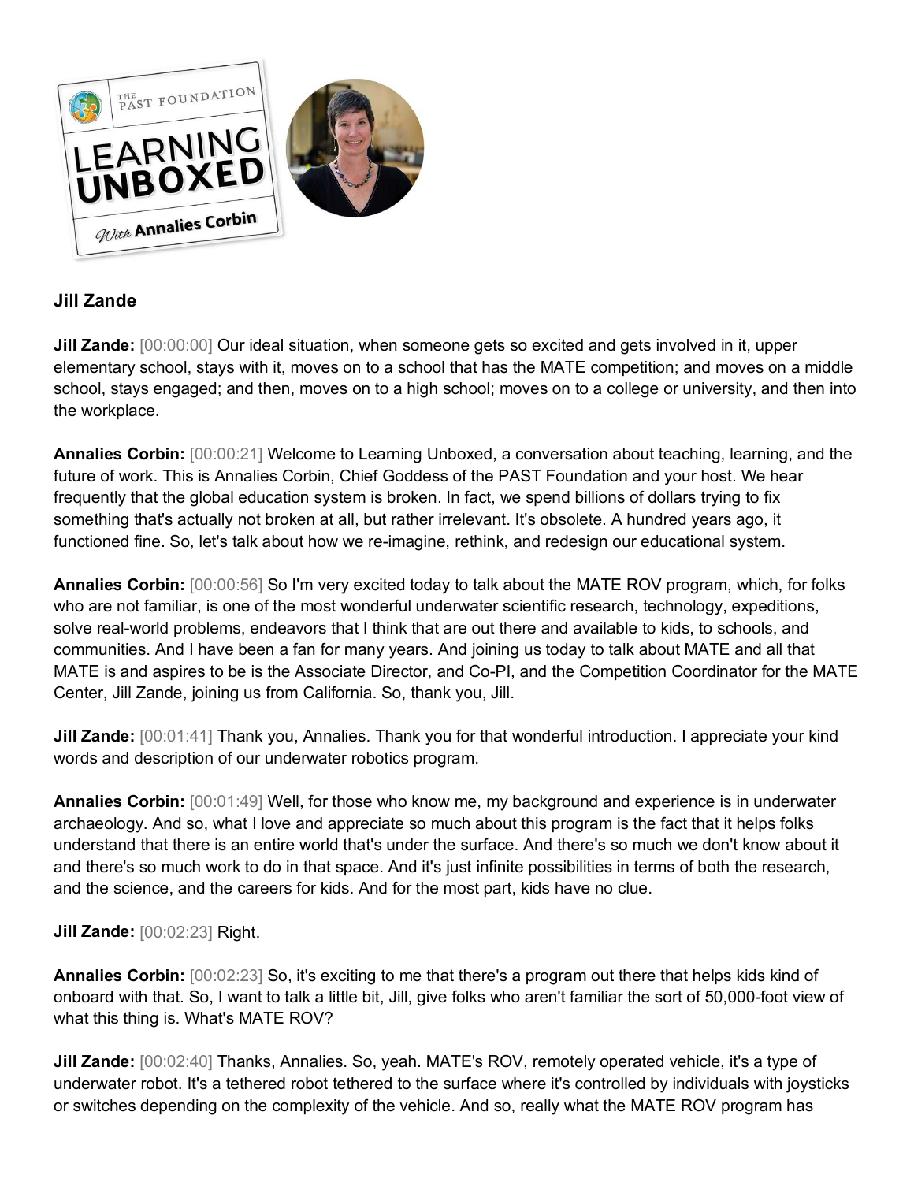## Jill Zande

**Jill Zande:** [00:00:00] Our ideal situation, when someone gets so excited and gets involved in it, upper elementary school, stays with it, moves on to a school that has the MATE competition; and moves on a middle school, stays engaged; and then, moves on to a high school; moves on to a college or university, and then into the workplace.

**Annalies Corbin:** [00:00:21] Welcome to Learning Unboxed, a conversation about teaching, learning, and the future of work. This is Annalies Corbin, Chief Goddess of the PAST Foundation and your host. We hear frequently that the global education system is broken. In fact, we spend billions of dollars trying to fix something that's actually not broken at all, but rather irrelevant. It's obsolete. A hundred years ago, it functioned fine. So, let's talk about how we re-imagine, rethink, and redesign our educational system.

**Annalies Corbin:** [00:00:56] So I'm very excited today to talk about the MATE ROV program, which, for folks who are not familiar, is one of the most wonderful underwater scientific research, technology, expeditions, solve real-world problems, endeavors that I think that are out there and available to kids, to schools, and communities. And I have been a fan for many years. And joining us today to talk about MATE and all that MATE is and aspires to be is the Associate Director, and Co-PI, and the Competition Coordinator for the MATE Center, Jill Zande, joining us from California. So, thank you, Jill.

**Jill Zande:** [00:01:41] Thank you, Annalies. Thank you for that wonderful introduction. I appreciate your kind words and description of our underwater robotics program.

**Annalies Corbin:** [00:01:49] Well, for those who know me, my background and experience is in underwater archaeology. And so, what I love and appreciate so much about this program is the fact that it helps folks understand that there is an entire world that's under the surface. And there's so much we don't know about it and there's so much work to do in that space. And it's just infinite possibilities in terms of both the research, and the science, and the careers for kids. And for the most part, kids have no clue.

**Jill Zande:** [00:02:23] Right.

**Annalies Corbin:** [00:02:23] So, it's exciting to me that there's a program out there that helps kids kind of onboard with that. So, I want to talk a little bit, Jill, give folks who aren't familiar the sort of 50,000-foot view of what this thing is. What's MATE ROV?

**Jill Zande:** [00:02:40] Thanks, Annalies. So, yeah. MATE's ROV, remotely operated vehicle, it's a type of underwater robot. It's a tethered robot tethered to the surface where it's controlled by individuals with joysticks or switches depending on the complexity of the vehicle. And so, really what the MATE ROV program has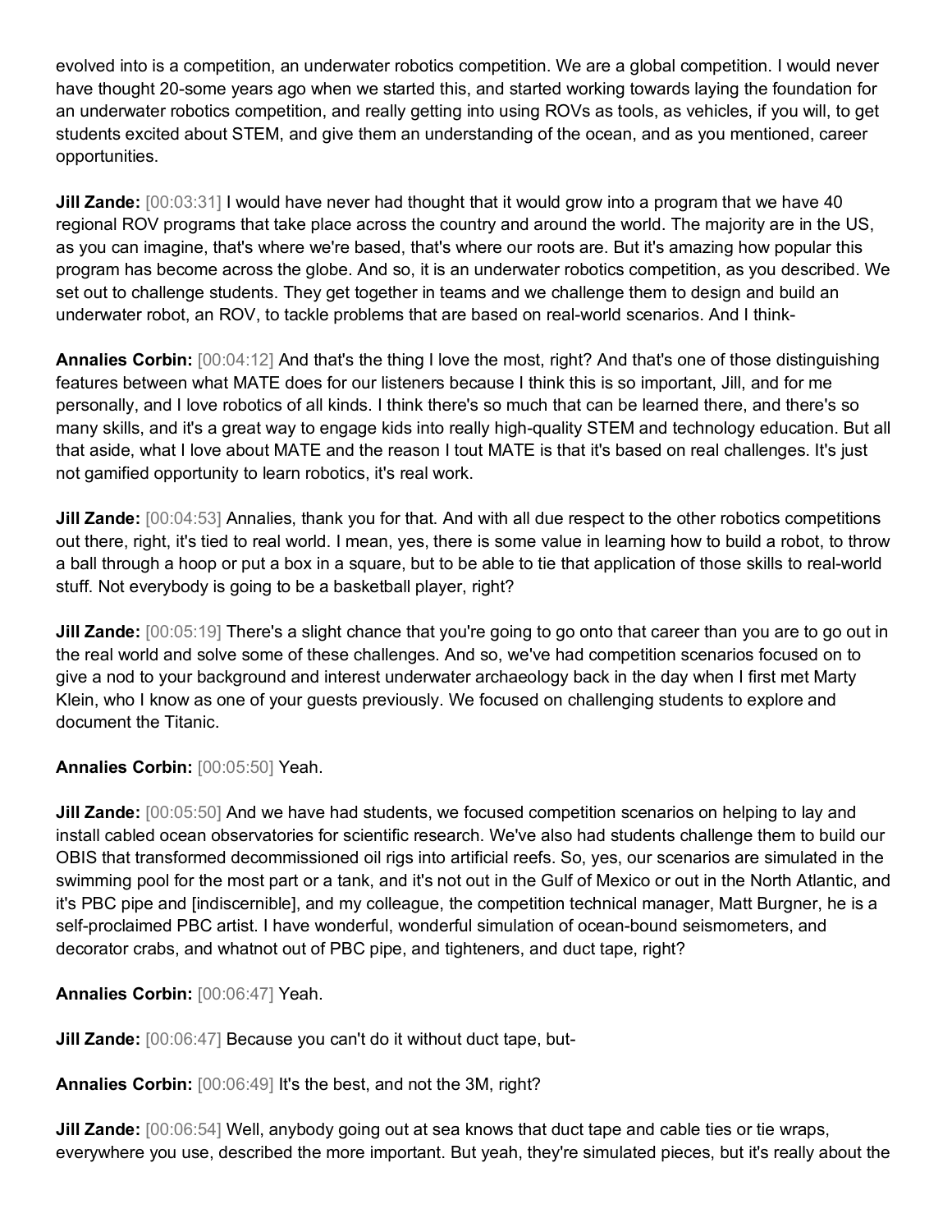evolved into is a competition, an underwater robotics competition. We are a global competition. I would never have thought 20-some years ago when we started this, and started working towards laying the foundation for an underwater robotics competition, and really getting into using ROVs as tools, as vehicles, if you will, to get students excited about STEM, and give them an understanding of the ocean, and as you mentioned, career opportunities.

**Jill Zande:** [00:03:31] I would have never had thought that it would grow into a program that we have 40 regional ROV programs that take place across the country and around the world. The majority are in the US, as you can imagine, that's where we're based, that's where our roots are. But it's amazing how popular this program has become across the globe. And so, it is an underwater robotics competition, as you described. We set out to challenge students. They get together in teams and we challenge them to design and build an underwater robot, an ROV, to tackle problems that are based on real-world scenarios. And I think-

**Annalies Corbin:** [00:04:12] And that's the thing I love the most, right? And that's one of those distinguishing features between what MATE does for our listeners because I think this is so important, Jill, and for me personally, and I love robotics of all kinds. I think there's so much that can be learned there, and there's so many skills, and it's a great way to engage kids into really high-quality STEM and technology education. But all that aside, what I love about MATE and the reason I tout MATE is that it's based on real challenges. It's just not gamified opportunity to learn robotics, it's real work.

**Jill Zande:** [00:04:53] Annalies, thank you for that. And with all due respect to the other robotics competitions out there, right, it's tied to real world. I mean, yes, there is some value in learning how to build a robot, to throw a ball through a hoop or put a box in a square, but to be able to tie that application of those skills to real-world stuff. Not everybody is going to be a basketball player, right?

**Jill Zande:** [00:05:19] There's a slight chance that you're going to go onto that career than you are to go out in the real world and solve some of these challenges. And so, we've had competition scenarios focused on to give a nod to your background and interest underwater archaeology back in the day when I first met Marty Klein, who I know as one of your guests previously. We focused on challenging students to explore and document the Titanic.

**Annalies Corbin:** [00:05:50] Yeah.

**Jill Zande:** [00:05:50] And we have had students, we focused competition scenarios on helping to lay and install cabled ocean observatories for scientific research. We've also had students challenge them to build our OBIS that transformed decommissioned oil rigs into artificial reefs. So, yes, our scenarios are simulated in the swimming pool for the most part or a tank, and it's not out in the Gulf of Mexico or out in the North Atlantic, and it's PBC pipe and [indiscernible], and my colleague, the competition technical manager, Matt Burgner, he is a self-proclaimed PBC artist. I have wonderful, wonderful simulation of ocean-bound seismometers, and decorator crabs, and whatnot out of PBC pipe, and tighteners, and duct tape, right?

**Annalies Corbin:** [00:06:47] Yeah.

**Jill Zande:** [00:06:47] Because you can't do it without duct tape, but-

**Annalies Corbin:** [00:06:49] It's the best, and not the 3M, right?

**Jill Zande:** [00:06:54] Well, anybody going out at sea knows that duct tape and cable ties or tie wraps, everywhere you use, described the more important. But yeah, they're simulated pieces, but it's really about the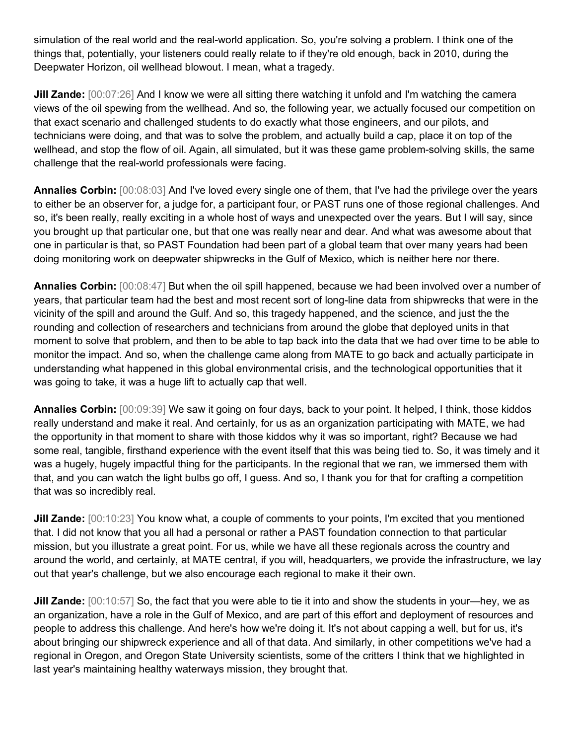simulation of the real world and the real-world application. So, you're solving a problem. I think one of the things that, potentially, your listeners could really relate to if they're old enough, back in 2010, during the Deepwater Horizon, oil wellhead blowout. I mean, what a tragedy.

**Jill Zande:** [00:07:26] And I know we were all sitting there watching it unfold and I'm watching the camera views of the oil spewing from the wellhead. And so, the following year, we actually focused our competition on that exact scenario and challenged students to do exactly what those engineers, and our pilots, and technicians were doing, and that was to solve the problem, and actually build a cap, place it on top of the wellhead, and stop the flow of oil. Again, all simulated, but it was these game problem-solving skills, the same challenge that the real-world professionals were facing.

**Annalies Corbin:** [00:08:03] And I've loved every single one of them, that I've had the privilege over the years to either be an observer for, a judge for, a participant four, or PAST runs one of those regional challenges. And so, it's been really, really exciting in a whole host of ways and unexpected over the years. But I will say, since you brought up that particular one, but that one was really near and dear. And what was awesome about that one in particular is that, so PAST Foundation had been part of a global team that over many years had been doing monitoring work on deepwater shipwrecks in the Gulf of Mexico, which is neither here nor there.

**Annalies Corbin:** [00:08:47] But when the oil spill happened, because we had been involved over a number of years, that particular team had the best and most recent sort of long-line data from shipwrecks that were in the vicinity of the spill and around the Gulf. And so, this tragedy happened, and the science, and just the the rounding and collection of researchers and technicians from around the globe that deployed units in that moment to solve that problem, and then to be able to tap back into the data that we had over time to be able to monitor the impact. And so, when the challenge came along from MATE to go back and actually participate in understanding what happened in this global environmental crisis, and the technological opportunities that it was going to take, it was a huge lift to actually cap that well.

**Annalies Corbin:** [00:09:39] We saw it going on four days, back to your point. It helped, I think, those kiddos really understand and make it real. And certainly, for us as an organization participating with MATE, we had the opportunity in that moment to share with those kiddos why it was so important, right? Because we had some real, tangible, firsthand experience with the event itself that this was being tied to. So, it was timely and it was a hugely, hugely impactful thing for the participants. In the regional that we ran, we immersed them with that, and you can watch the light bulbs go off, I guess. And so, I thank you for that for crafting a competition that was so incredibly real.

**Jill Zande:** [00:10:23] You know what, a couple of comments to your points, I'm excited that you mentioned that. I did not know that you all had a personal or rather a PAST foundation connection to that particular mission, but you illustrate a great point. For us, while we have all these regionals across the country and around the world, and certainly, at MATE central, if you will, headquarters, we provide the infrastructure, we lay out that year's challenge, but we also encourage each regional to make it their own.

**Jill Zande:** [00:10:57] So, the fact that you were able to tie it into and show the students in your—hey, we as an organization, have a role in the Gulf of Mexico, and are part of this effort and deployment of resources and people to address this challenge. And here's how we're doing it. It's not about capping a well, but for us, it's about bringing our shipwreck experience and all of that data. And similarly, in other competitions we've had a regional in Oregon, and Oregon State University scientists, some of the critters I think that we highlighted in last year's maintaining healthy waterways mission, they brought that.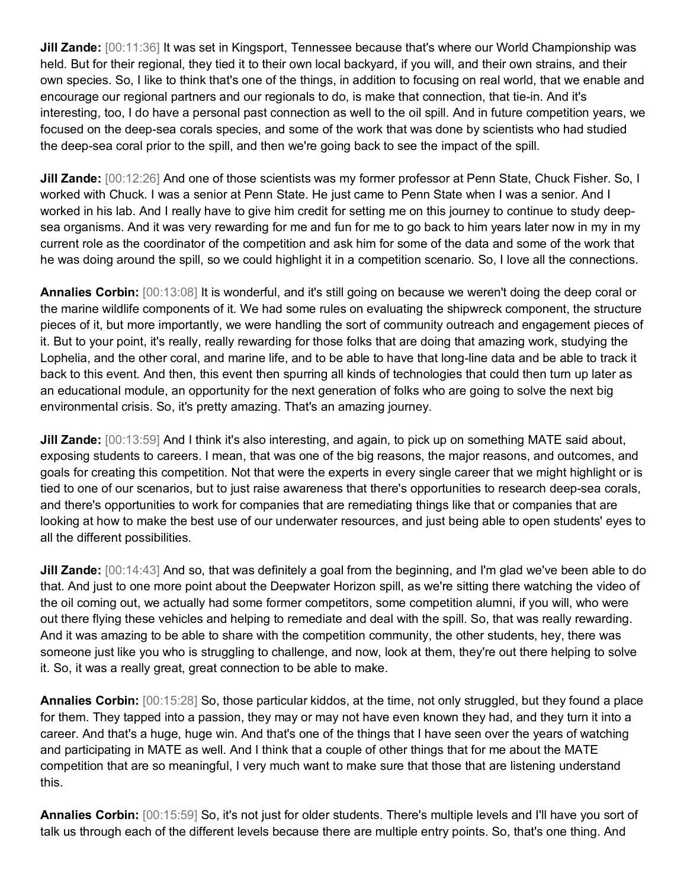**Jill Zande:** [00:11:36] It was set in Kingsport, Tennessee because that's where our World Championship was held. But for their regional, they tied it to their own local backyard, if you will, and their own strains, and their own species. So, I like to think that's one of the things, in addition to focusing on real world, that we enable and encourage our regional partners and our regionals to do, is make that connection, that tie-in. And it's interesting, too, I do have a personal past connection as well to the oil spill. And in future competition years, we focused on the deep-sea corals species, and some of the work that was done by scientists who had studied the deep-sea coral prior to the spill, and then we're going back to see the impact of the spill.

**Jill Zande:** [00:12:26] And one of those scientists was my former professor at Penn State, Chuck Fisher. So, I worked with Chuck. I was a senior at Penn State. He just came to Penn State when I was a senior. And I worked in his lab. And I really have to give him credit for setting me on this journey to continue to study deep-sea organisms. And it was very rewarding for me and fun for me to go back to him years later now in my in my current role as the coordinator of the competition and ask him for some of the data and some of the work that he was doing around the spill, so we could highlight it in a competition scenario. So, I love all the connections.

**Annalies Corbin:** [00:13:08] It is wonderful, and it's still going on because we weren't doing the deep coral or the marine wildlife components of it. We had some rules on evaluating the shipwreck component, the structure pieces of it, but more importantly, we were handling the sort of community outreach and engagement pieces of it. But to your point, it's really, really rewarding for those folks that are doing that amazing work, studying the Lophelia, and the other coral, and marine life, and to be able to have that long-line data and be able to track it back to this event. And then, this event then spurring all kinds of technologies that could then turn up later as an educational module, an opportunity for the next generation of folks who are going to solve the next big environmental crisis. So, it's pretty amazing. That's an amazing journey.

**Jill Zande:** [00:13:59] And I think it's also interesting, and again, to pick up on something MATE said about, exposing students to careers. I mean, that was one of the big reasons, the major reasons, and outcomes, and goals for creating this competition. Not that were the experts in every single career that we might highlight or is tied to one of our scenarios, but to just raise awareness that there's opportunities to research deep-sea corals, and there's opportunities to work for companies that are remediating things like that or companies that are looking at how to make the best use of our underwater resources, and just being able to open students' eyes to all the different possibilities.

**Jill Zande:** [00:14:43] And so, that was definitely a goal from the beginning, and I'm glad we've been able to do that. And just to one more point about the Deepwater Horizon spill, as we're sitting there watching the video of the oil coming out, we actually had some former competitors, some competition alumni, if you will, who were out there flying these vehicles and helping to remediate and deal with the spill. So, that was really rewarding. And it was amazing to be able to share with the competition community, the other students, hey, there was someone just like you who is struggling to challenge, and now, look at them, they're out there helping to solve it. So, it was a really great, great connection to be able to make.

**Annalies Corbin:** [00:15:28] So, those particular kiddos, at the time, not only struggled, but they found a place for them. They tapped into a passion, they may or may not have even known they had, and they turn it into a career. And that's a huge, huge win. And that's one of the things that I have seen over the years of watching and participating in MATE as well. And I think that a couple of other things that for me about the MATE competition that are so meaningful, I very much want to make sure that those that are listening understand this.

**Annalies Corbin:** [00:15:59] So, it's not just for older students. There's multiple levels and I'll have you sort of talk us through each of the different levels because there are multiple entry points. So, that's one thing. And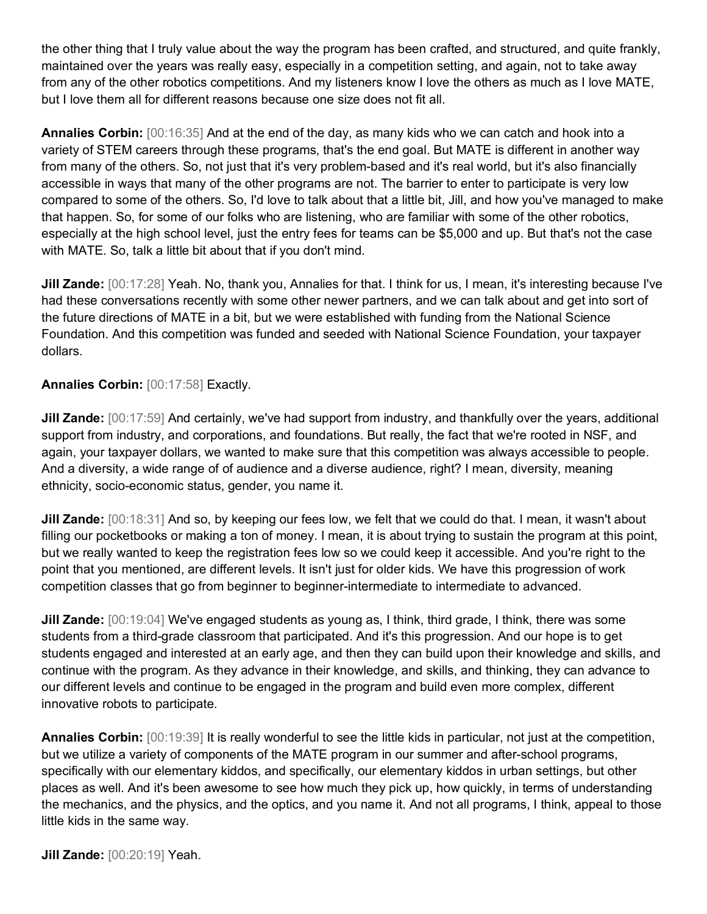the other thing that I truly value about the way the program has been crafted, and structured, and quite frankly, maintained over the years was really easy, especially in a competition setting, and again, not to take away from any of the other robotics competitions. And my listeners know I love the others as much as I love MATE, but I love them all for different reasons because one size does not fit all.

**Annalies Corbin:** [00:16:35] And at the end of the day, as many kids who we can catch and hook into a variety of STEM careers through these programs, that's the end goal. But MATE is different in another way from many of the others. So, not just that it's very problem-based and it's real world, but it's also financially accessible in ways that many of the other programs are not. The barrier to enter to participate is very low compared to some of the others. So, I'd love to talk about that a little bit, Jill, and how you've managed to make that happen. So, for some of our folks who are listening, who are familiar with some of the other robotics, especially at the high school level, just the entry fees for teams can be $5,000 and up. But that's not the case with MATE. So, talk a little bit about that if you don't mind.

**Jill Zande:** [00:17:28] Yeah. No, thank you, Annalies for that. I think for us, I mean, it's interesting because I've had these conversations recently with some other newer partners, and we can talk about and get into sort of the future directions of MATE in a bit, but we were established with funding from the National Science Foundation. And this competition was funded and seeded with National Science Foundation, your taxpayer dollars.

**Annalies Corbin:** [00:17:58] Exactly.

**Jill Zande:** [00:17:59] And certainly, we've had support from industry, and thankfully over the years, additional support from industry, and corporations, and foundations. But really, the fact that we're rooted in NSF, and again, your taxpayer dollars, we wanted to make sure that this competition was always accessible to people. And a diversity, a wide range of of audience and a diverse audience, right? I mean, diversity, meaning ethnicity, socio-economic status, gender, you name it.

**Jill Zande:** [00:18:31] And so, by keeping our fees low, we felt that we could do that. I mean, it wasn't about filling our pocketbooks or making a ton of money. I mean, it is about trying to sustain the program at this point, but we really wanted to keep the registration fees low so we could keep it accessible. And you're right to the point that you mentioned, are different levels. It isn't just for older kids. We have this progression of work competition classes that go from beginner to beginner-intermediate to intermediate to advanced.

**Jill Zande:** [00:19:04] We've engaged students as young as, I think, third grade, I think, there was some students from a third-grade classroom that participated. And it's this progression. And our hope is to get students engaged and interested at an early age, and then they can build upon their knowledge and skills, and continue with the program. As they advance in their knowledge, and skills, and thinking, they can advance to our different levels and continue to be engaged in the program and build even more complex, different innovative robots to participate.

**Annalies Corbin:** [00:19:39] It is really wonderful to see the little kids in particular, not just at the competition, but we utilize a variety of components of the MATE program in our summer and after-school programs, specifically with our elementary kiddos, and specifically, our elementary kiddos in urban settings, but other places as well. And it's been awesome to see how much they pick up, how quickly, in terms of understanding the mechanics, and the physics, and the optics, and you name it. And not all programs, I think, appeal to those little kids in the same way.

**Jill Zande:** [00:20:19] Yeah.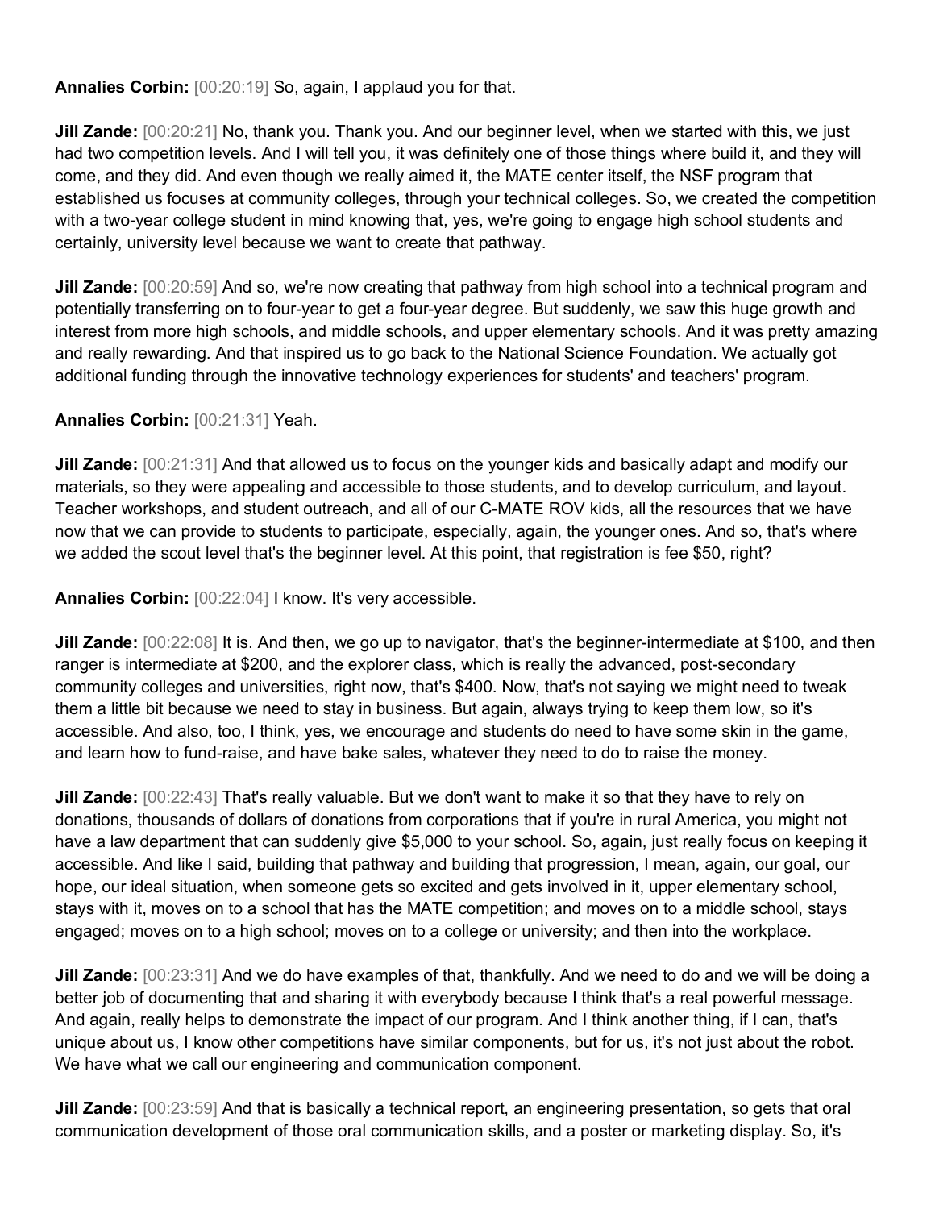**Annalies Corbin:** [00:20:19] So, again, I applaud you for that.

**Jill Zande:** [00:20:21] No, thank you. Thank you. And our beginner level, when we started with this, we just had two competition levels. And I will tell you, it was definitely one of those things where build it, and they will come, and they did. And even though we really aimed it, the MATE center itself, the NSF program that established us focuses at community colleges, through your technical colleges. So, we created the competition with a two-year college student in mind knowing that, yes, we're going to engage high school students and certainly, university level because we want to create that pathway.

**Jill Zande:** [00:20:59] And so, we're now creating that pathway from high school into a technical program and potentially transferring on to four-year to get a four-year degree. But suddenly, we saw this huge growth and interest from more high schools, and middle schools, and upper elementary schools. And it was pretty amazing and really rewarding. And that inspired us to go back to the National Science Foundation. We actually got additional funding through the innovative technology experiences for students' and teachers' program.

**Annalies Corbin:** [00:21:31] Yeah.

**Jill Zande:** [00:21:31] And that allowed us to focus on the younger kids and basically adapt and modify our materials, so they were appealing and accessible to those students, and to develop curriculum, and layout. Teacher workshops, and student outreach, and all of our C-MATE ROV kids, all the resources that we have now that we can provide to students to participate, especially, again, the younger ones. And so, that's where we added the scout level that's the beginner level. At this point, that registration is fee $50, right?

**Annalies Corbin:** [00:22:04] I know. It's very accessible.

**Jill Zande:** [00:22:08] It is. And then, we go up to navigator, that's the beginner-intermediate at $100, and then ranger is intermediate at $200, and the explorer class, which is really the advanced, post-secondary community colleges and universities, right now, that's $400. Now, that's not saying we might need to tweak them a little bit because we need to stay in business. But again, always trying to keep them low, so it's accessible. And also, too, I think, yes, we encourage and students do need to have some skin in the game, and learn how to fund-raise, and have bake sales, whatever they need to do to raise the money.

**Jill Zande:** [00:22:43] That's really valuable. But we don't want to make it so that they have to rely on donations, thousands of dollars of donations from corporations that if you're in rural America, you might not have a law department that can suddenly give $5,000 to your school. So, again, just really focus on keeping it accessible. And like I said, building that pathway and building that progression, I mean, again, our goal, our hope, our ideal situation, when someone gets so excited and gets involved in it, upper elementary school, stays with it, moves on to a school that has the MATE competition; and moves on to a middle school, stays engaged; moves on to a high school; moves on to a college or university; and then into the workplace.

**Jill Zande:** [00:23:31] And we do have examples of that, thankfully. And we need to do and we will be doing a better job of documenting that and sharing it with everybody because I think that's a real powerful message. And again, really helps to demonstrate the impact of our program. And I think another thing, if I can, that's unique about us, I know other competitions have similar components, but for us, it's not just about the robot. We have what we call our engineering and communication component.

**Jill Zande:** [00:23:59] And that is basically a technical report, an engineering presentation, so gets that oral communication development of those oral communication skills, and a poster or marketing display. So, it's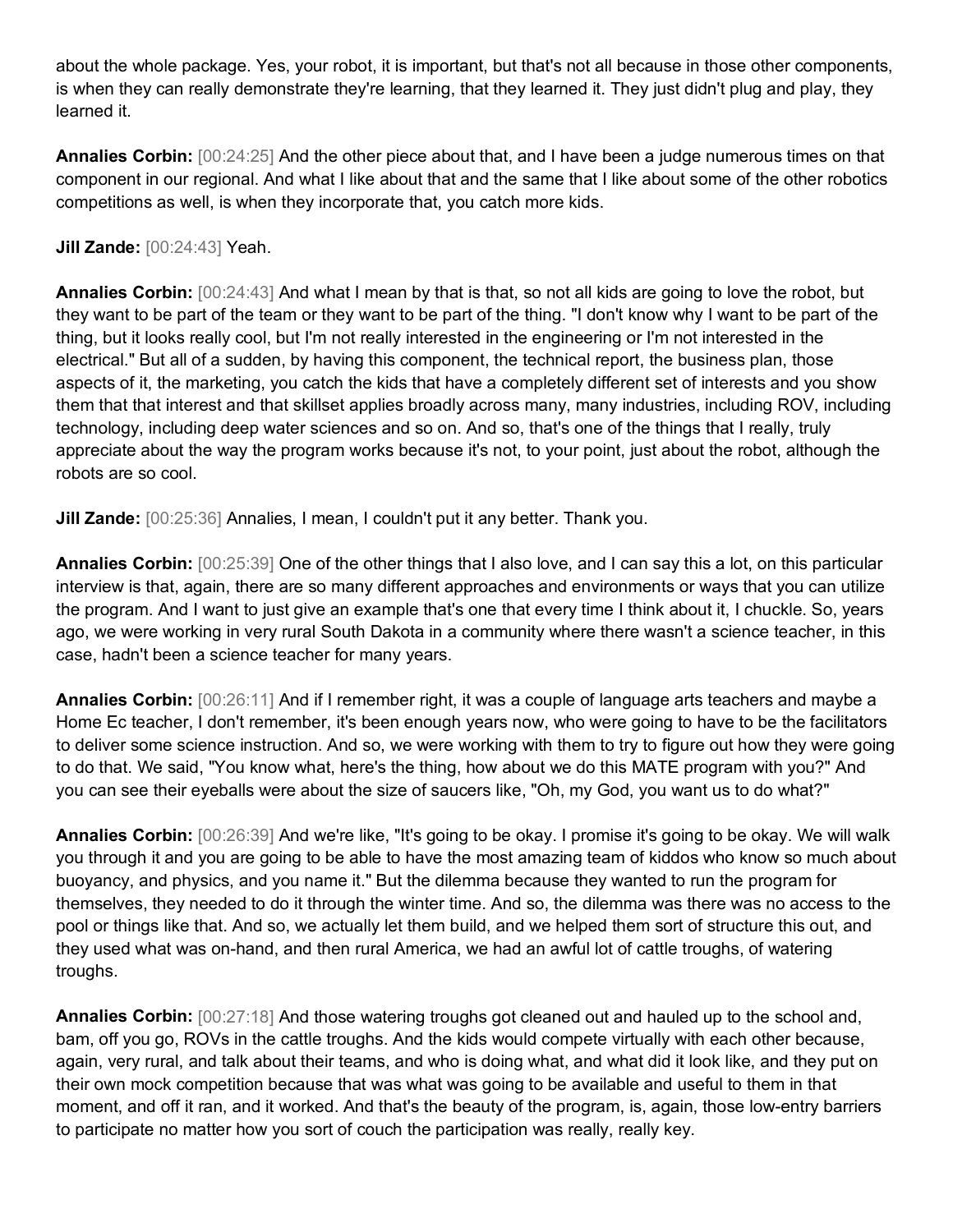about the whole package. Yes, your robot, it is important, but that's not all because in those other components, is when they can really demonstrate they're learning, that they learned it. They just didn't plug and play, they learned it.

**Annalies Corbin:** [00:24:25] And the other piece about that, and I have been a judge numerous times on that component in our regional. And what I like about that and the same that I like about some of the other robotics competitions as well, is when they incorporate that, you catch more kids.

**Jill Zande:** [00:24:43] Yeah.

**Annalies Corbin:** [00:24:43] And what I mean by that is that, so not all kids are going to love the robot, but they want to be part of the team or they want to be part of the thing. "I don't know why I want to be part of the thing, but it looks really cool, but I'm not really interested in the engineering or I'm not interested in the electrical." But all of a sudden, by having this component, the technical report, the business plan, those aspects of it, the marketing, you catch the kids that have a completely different set of interests and you show them that that interest and that skillset applies broadly across many, many industries, including ROV, including technology, including deep water sciences and so on. And so, that's one of the things that I really, truly appreciate about the way the program works because it's not, to your point, just about the robot, although the robots are so cool.

**Jill Zande:** [00:25:36] Annalies, I mean, I couldn't put it any better. Thank you.

**Annalies Corbin:** [00:25:39] One of the other things that I also love, and I can say this a lot, on this particular interview is that, again, there are so many different approaches and environments or ways that you can utilize the program. And I want to just give an example that's one that every time I think about it, I chuckle. So, years ago, we were working in very rural South Dakota in a community where there wasn't a science teacher, in this case, hadn't been a science teacher for many years.

**Annalies Corbin:** [00:26:11] And if I remember right, it was a couple of language arts teachers and maybe a Home Ec teacher, I don't remember, it's been enough years now, who were going to have to be the facilitators to deliver some science instruction. And so, we were working with them to try to figure out how they were going to do that. We said, "You know what, here's the thing, how about we do this MATE program with you?" And you can see their eyeballs were about the size of saucers like, "Oh, my God, you want us to do what?"

**Annalies Corbin:** [00:26:39] And we're like, "It's going to be okay. I promise it's going to be okay. We will walk you through it and you are going to be able to have the most amazing team of kiddos who know so much about buoyancy, and physics, and you name it." But the dilemma because they wanted to run the program for themselves, they needed to do it through the winter time. And so, the dilemma was there was no access to the pool or things like that. And so, we actually let them build, and we helped them sort of structure this out, and they used what was on-hand, and then rural America, we had an awful lot of cattle troughs, of watering troughs.

**Annalies Corbin:** [00:27:18] And those watering troughs got cleaned out and hauled up to the school and, bam, off you go, ROVs in the cattle troughs. And the kids would compete virtually with each other because, again, very rural, and talk about their teams, and who is doing what, and what did it look like, and they put on their own mock competition because that was what was going to be available and useful to them in that moment, and off it ran, and it worked. And that's the beauty of the program, is, again, those low-entry barriers to participate no matter how you sort of couch the participation was really, really key.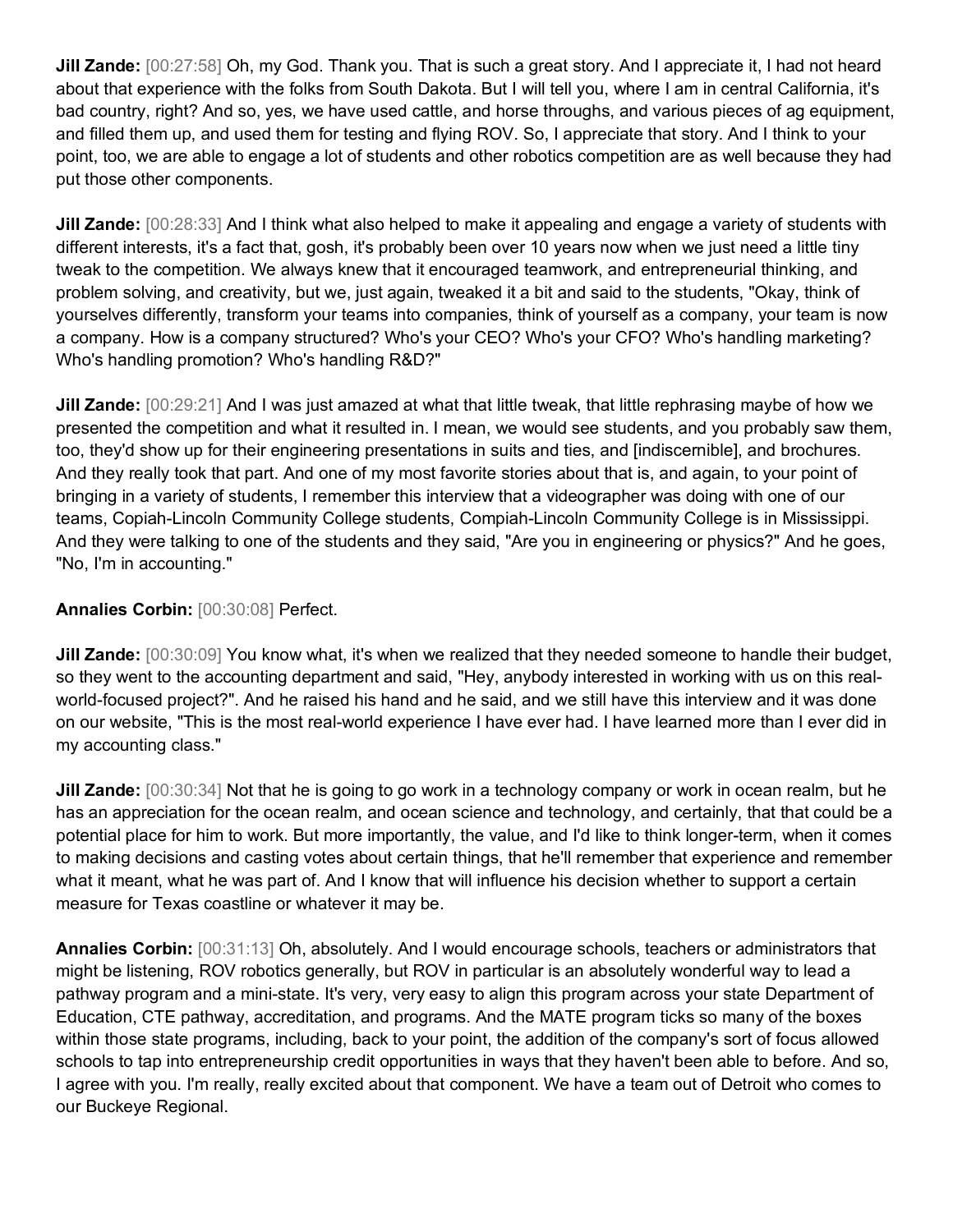**Jill Zande:** [00:27:58] Oh, my God. Thank you. That is such a great story. And I appreciate it, I had not heard about that experience with the folks from South Dakota. But I will tell you, where I am in central California, it's bad country, right? And so, yes, we have used cattle, and horse throughs, and various pieces of ag equipment, and filled them up, and used them for testing and flying ROV. So, I appreciate that story. And I think to your point, too, we are able to engage a lot of students and other robotics competition are as well because they had put those other components.

**Jill Zande:** [00:28:33] And I think what also helped to make it appealing and engage a variety of students with different interests, it's a fact that, gosh, it's probably been over 10 years now when we just need a little tiny tweak to the competition. We always knew that it encouraged teamwork, and entrepreneurial thinking, and problem solving, and creativity, but we, just again, tweaked it a bit and said to the students, "Okay, think of yourselves differently, transform your teams into companies, think of yourself as a company, your team is now a company. How is a company structured? Who's your CEO? Who's your CFO? Who's handling marketing? Who's handling promotion? Who's handling R&D?"

**Jill Zande:** [00:29:21] And I was just amazed at what that little tweak, that little rephrasing maybe of how we presented the competition and what it resulted in. I mean, we would see students, and you probably saw them, too, they'd show up for their engineering presentations in suits and ties, and [indiscernible], and brochures. And they really took that part. And one of my most favorite stories about that is, and again, to your point of bringing in a variety of students, I remember this interview that a videographer was doing with one of our teams, Copiah-Lincoln Community College students, Compiah-Lincoln Community College is in Mississippi. And they were talking to one of the students and they said, "Are you in engineering or physics?" And he goes, "No, I'm in accounting."

**Annalies Corbin:** [00:30:08] Perfect.

**Jill Zande:** [00:30:09] You know what, it's when we realized that they needed someone to handle their budget, so they went to the accounting department and said, "Hey, anybody interested in working with us on this real-world-focused project?". And he raised his hand and he said, and we still have this interview and it was done on our website, "This is the most real-world experience I have ever had. I have learned more than I ever did in my accounting class."

**Jill Zande:** [00:30:34] Not that he is going to go work in a technology company or work in ocean realm, but he has an appreciation for the ocean realm, and ocean science and technology, and certainly, that that could be a potential place for him to work. But more importantly, the value, and I'd like to think longer-term, when it comes to making decisions and casting votes about certain things, that he'll remember that experience and remember what it meant, what he was part of. And I know that will influence his decision whether to support a certain measure for Texas coastline or whatever it may be.

**Annalies Corbin:** [00:31:13] Oh, absolutely. And I would encourage schools, teachers or administrators that might be listening, ROV robotics generally, but ROV in particular is an absolutely wonderful way to lead a pathway program and a mini-state. It's very, very easy to align this program across your state Department of Education, CTE pathway, accreditation, and programs. And the MATE program ticks so many of the boxes within those state programs, including, back to your point, the addition of the company's sort of focus allowed schools to tap into entrepreneurship credit opportunities in ways that they haven't been able to before. And so, I agree with you. I'm really, really excited about that component. We have a team out of Detroit who comes to our Buckeye Regional.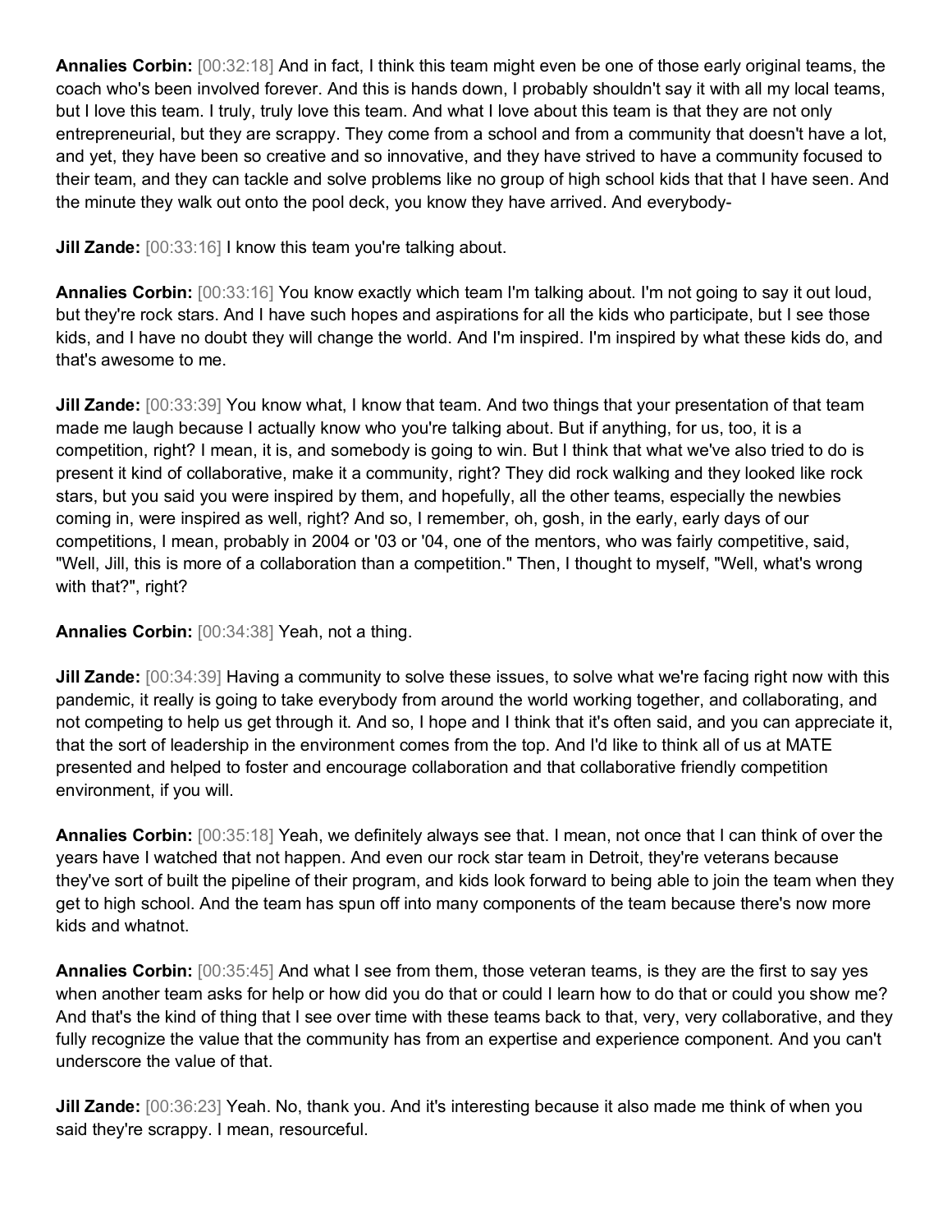**Annalies Corbin:** [00:32:18] And in fact, I think this team might even be one of those early original teams, the coach who's been involved forever. And this is hands down, I probably shouldn't say it with all my local teams, but I love this team. I truly, truly love this team. And what I love about this team is that they are not only entrepreneurial, but they are scrappy. They come from a school and from a community that doesn't have a lot, and yet, they have been so creative and so innovative, and they have strived to have a community focused to their team, and they can tackle and solve problems like no group of high school kids that that I have seen. And the minute they walk out onto the pool deck, you know they have arrived. And everybody-

**Jill Zande:** [00:33:16] I know this team you're talking about.

**Annalies Corbin:** [00:33:16] You know exactly which team I'm talking about. I'm not going to say it out loud, but they're rock stars. And I have such hopes and aspirations for all the kids who participate, but I see those kids, and I have no doubt they will change the world. And I'm inspired. I'm inspired by what these kids do, and that's awesome to me.

**Jill Zande:** [00:33:39] You know what, I know that team. And two things that your presentation of that team made me laugh because I actually know who you're talking about. But if anything, for us, too, it is a competition, right? I mean, it is, and somebody is going to win. But I think that what we've also tried to do is present it kind of collaborative, make it a community, right? They did rock walking and they looked like rock stars, but you said you were inspired by them, and hopefully, all the other teams, especially the newbies coming in, were inspired as well, right? And so, I remember, oh, gosh, in the early, early days of our competitions, I mean, probably in 2004 or '03 or '04, one of the mentors, who was fairly competitive, said, "Well, Jill, this is more of a collaboration than a competition." Then, I thought to myself, "Well, what's wrong with that?", right?

**Annalies Corbin:** [00:34:38] Yeah, not a thing.

**Jill Zande:** [00:34:39] Having a community to solve these issues, to solve what we're facing right now with this pandemic, it really is going to take everybody from around the world working together, and collaborating, and not competing to help us get through it. And so, I hope and I think that it's often said, and you can appreciate it, that the sort of leadership in the environment comes from the top. And I'd like to think all of us at MATE presented and helped to foster and encourage collaboration and that collaborative friendly competition environment, if you will.

**Annalies Corbin:** [00:35:18] Yeah, we definitely always see that. I mean, not once that I can think of over the years have I watched that not happen. And even our rock star team in Detroit, they're veterans because they've sort of built the pipeline of their program, and kids look forward to being able to join the team when they get to high school. And the team has spun off into many components of the team because there's now more kids and whatnot.

**Annalies Corbin:** [00:35:45] And what I see from them, those veteran teams, is they are the first to say yes when another team asks for help or how did you do that or could I learn how to do that or could you show me? And that's the kind of thing that I see over time with these teams back to that, very, very collaborative, and they fully recognize the value that the community has from an expertise and experience component. And you can't underscore the value of that.

**Jill Zande:** [00:36:23] Yeah. No, thank you. And it's interesting because it also made me think of when you said they're scrappy. I mean, resourceful.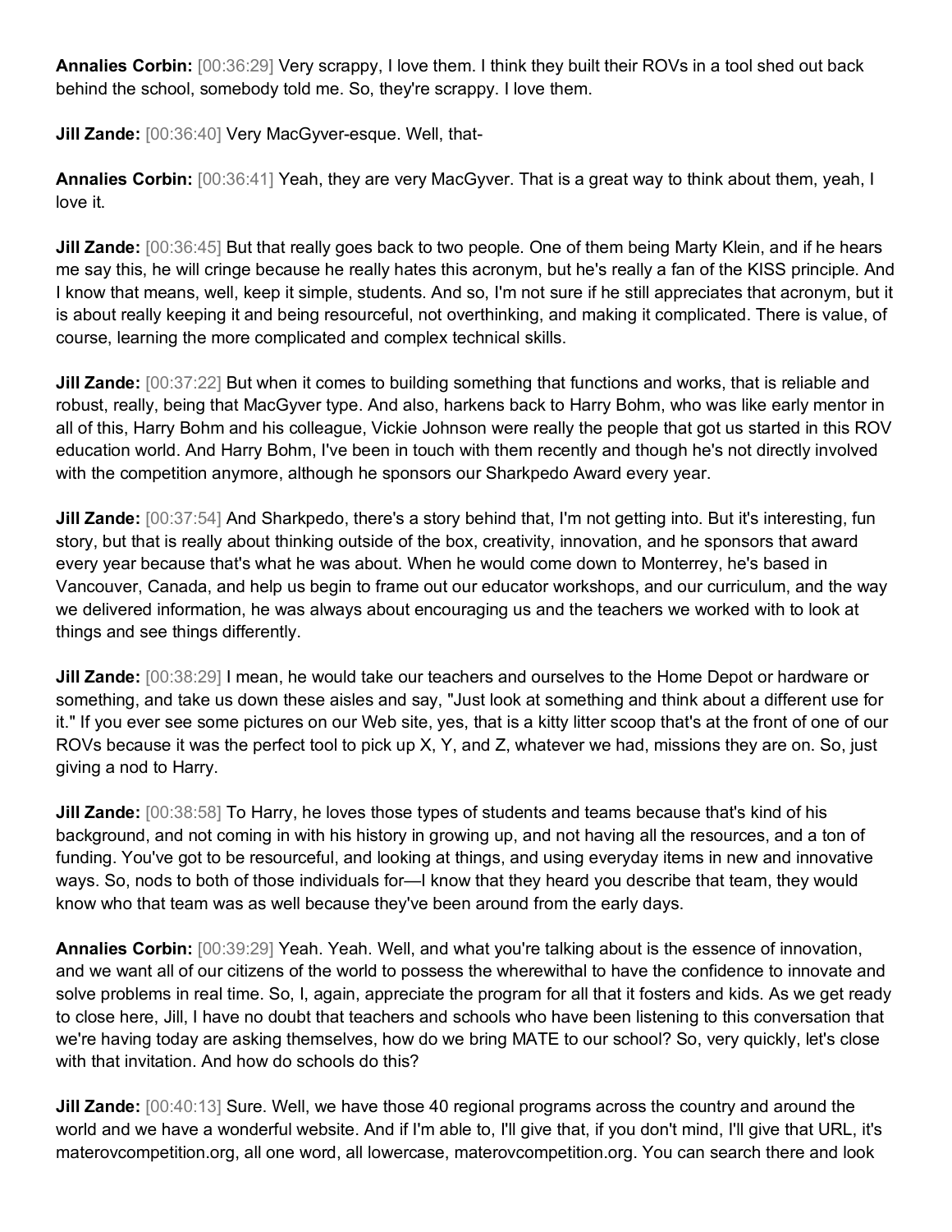**Annalies Corbin:** [00:36:29] Very scrappy, I love them. I think they built their ROVs in a tool shed out back behind the school, somebody told me. So, they're scrappy. I love them.

**Jill Zande:** [00:36:40] Very MacGyver-esque. Well, that-

**Annalies Corbin:** [00:36:41] Yeah, they are very MacGyver. That is a great way to think about them, yeah, I love it.

**Jill Zande:** [00:36:45] But that really goes back to two people. One of them being Marty Klein, and if he hears me say this, he will cringe because he really hates this acronym, but he's really a fan of the KISS principle. And I know that means, well, keep it simple, students. And so, I'm not sure if he still appreciates that acronym, but it is about really keeping it and being resourceful, not overthinking, and making it complicated. There is value, of course, learning the more complicated and complex technical skills.

**Jill Zande:** [00:37:22] But when it comes to building something that functions and works, that is reliable and robust, really, being that MacGyver type. And also, harkens back to Harry Bohm, who was like early mentor in all of this, Harry Bohm and his colleague, Vickie Johnson were really the people that got us started in this ROV education world. And Harry Bohm, I've been in touch with them recently and though he's not directly involved with the competition anymore, although he sponsors our Sharkpedo Award every year.

**Jill Zande:** [00:37:54] And Sharkpedo, there's a story behind that, I'm not getting into. But it's interesting, fun story, but that is really about thinking outside of the box, creativity, innovation, and he sponsors that award every year because that's what he was about. When he would come down to Monterrey, he's based in Vancouver, Canada, and help us begin to frame out our educator workshops, and our curriculum, and the way we delivered information, he was always about encouraging us and the teachers we worked with to look at things and see things differently.

**Jill Zande:** [00:38:29] I mean, he would take our teachers and ourselves to the Home Depot or hardware or something, and take us down these aisles and say, "Just look at something and think about a different use for it." If you ever see some pictures on our Web site, yes, that is a kitty litter scoop that's at the front of one of our ROVs because it was the perfect tool to pick up X, Y, and Z, whatever we had, missions they are on. So, just giving a nod to Harry.

**Jill Zande:** [00:38:58] To Harry, he loves those types of students and teams because that's kind of his background, and not coming in with his history in growing up, and not having all the resources, and a ton of funding. You've got to be resourceful, and looking at things, and using everyday items in new and innovative ways. So, nods to both of those individuals for—I know that they heard you describe that team, they would know who that team was as well because they've been around from the early days.

**Annalies Corbin:** [00:39:29] Yeah. Yeah. Well, and what you're talking about is the essence of innovation, and we want all of our citizens of the world to possess the wherewithal to have the confidence to innovate and solve problems in real time. So, I, again, appreciate the program for all that it fosters and kids. As we get ready to close here, Jill, I have no doubt that teachers and schools who have been listening to this conversation that we're having today are asking themselves, how do we bring MATE to our school? So, very quickly, let's close with that invitation. And how do schools do this?

**Jill Zande:** [00:40:13] Sure. Well, we have those 40 regional programs across the country and around the world and we have a wonderful website. And if I'm able to, I'll give that, if you don't mind, I'll give that URL, it's materovcompetition.org, all one word, all lowercase, materovcompetition.org. You can search there and look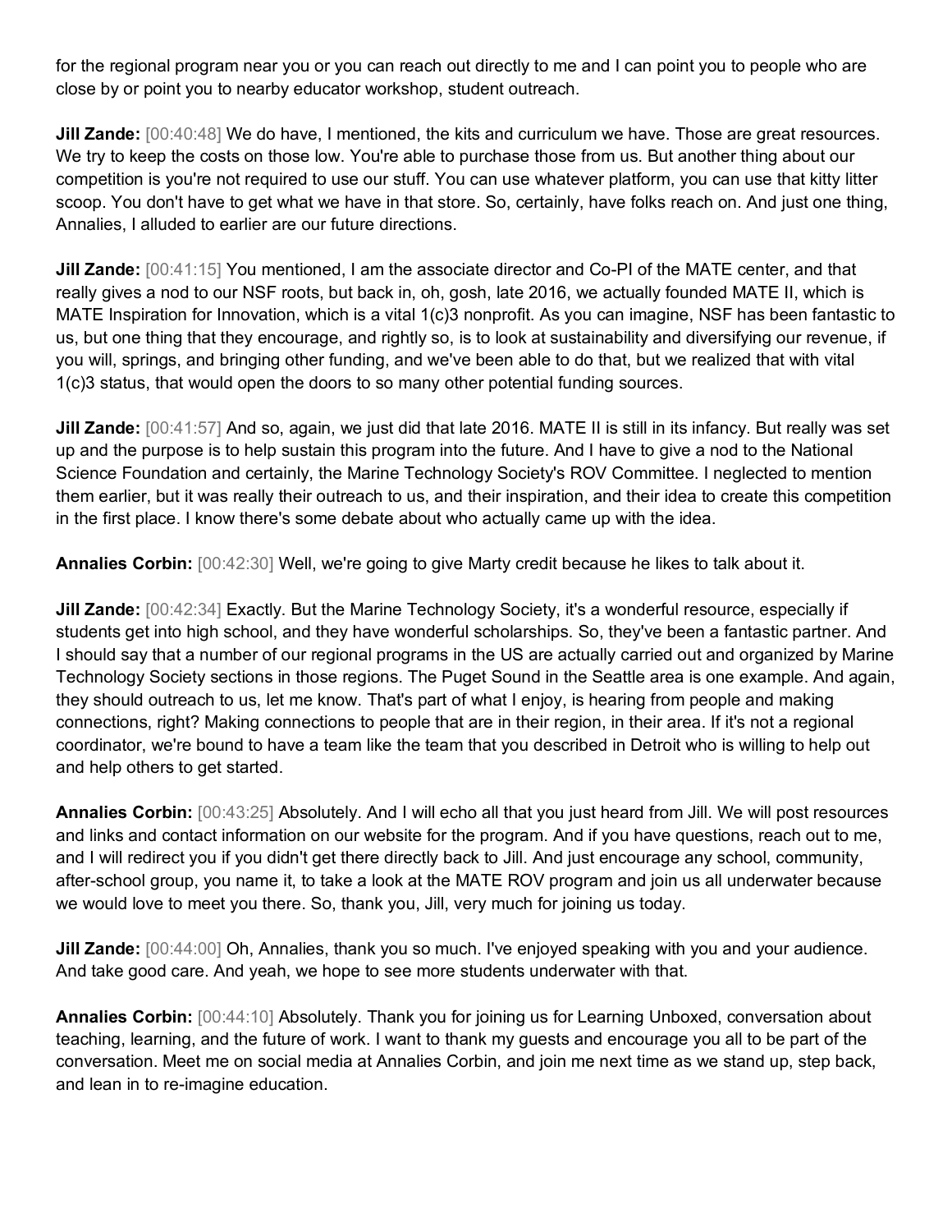for the regional program near you or you can reach out directly to me and I can point you to people who are close by or point you to nearby educator workshop, student outreach.

**Jill Zande:** [00:40:48] We do have, I mentioned, the kits and curriculum we have. Those are great resources. We try to keep the costs on those low. You're able to purchase those from us. But another thing about our competition is you're not required to use our stuff. You can use whatever platform, you can use that kitty litter scoop. You don't have to get what we have in that store. So, certainly, have folks reach on. And just one thing, Annalies, I alluded to earlier are our future directions.

**Jill Zande:** [00:41:15] You mentioned, I am the associate director and Co-PI of the MATE center, and that really gives a nod to our NSF roots, but back in, oh, gosh, late 2016, we actually founded MATE II, which is MATE Inspiration for Innovation, which is a vital 1(c)3 nonprofit. As you can imagine, NSF has been fantastic to us, but one thing that they encourage, and rightly so, is to look at sustainability and diversifying our revenue, if you will, springs, and bringing other funding, and we've been able to do that, but we realized that with vital 1(c)3 status, that would open the doors to so many other potential funding sources.

**Jill Zande:** [00:41:57] And so, again, we just did that late 2016. MATE II is still in its infancy. But really was set up and the purpose is to help sustain this program into the future. And I have to give a nod to the National Science Foundation and certainly, the Marine Technology Society's ROV Committee. I neglected to mention them earlier, but it was really their outreach to us, and their inspiration, and their idea to create this competition in the first place. I know there's some debate about who actually came up with the idea.

**Annalies Corbin:** [00:42:30] Well, we're going to give Marty credit because he likes to talk about it.

**Jill Zande:** [00:42:34] Exactly. But the Marine Technology Society, it's a wonderful resource, especially if students get into high school, and they have wonderful scholarships. So, they've been a fantastic partner. And I should say that a number of our regional programs in the US are actually carried out and organized by Marine Technology Society sections in those regions. The Puget Sound in the Seattle area is one example. And again, they should outreach to us, let me know. That's part of what I enjoy, is hearing from people and making connections, right? Making connections to people that are in their region, in their area. If it's not a regional coordinator, we're bound to have a team like the team that you described in Detroit who is willing to help out and help others to get started.

**Annalies Corbin:** [00:43:25] Absolutely. And I will echo all that you just heard from Jill. We will post resources and links and contact information on our website for the program. And if you have questions, reach out to me, and I will redirect you if you didn't get there directly back to Jill. And just encourage any school, community, after-school group, you name it, to take a look at the MATE ROV program and join us all underwater because we would love to meet you there. So, thank you, Jill, very much for joining us today.

**Jill Zande:** [00:44:00] Oh, Annalies, thank you so much. I've enjoyed speaking with you and your audience. And take good care. And yeah, we hope to see more students underwater with that.

**Annalies Corbin:** [00:44:10] Absolutely. Thank you for joining us for Learning Unboxed, conversation about teaching, learning, and the future of work. I want to thank my guests and encourage you all to be part of the conversation. Meet me on social media at Annalies Corbin, and join me next time as we stand up, step back, and lean in to re-imagine education.